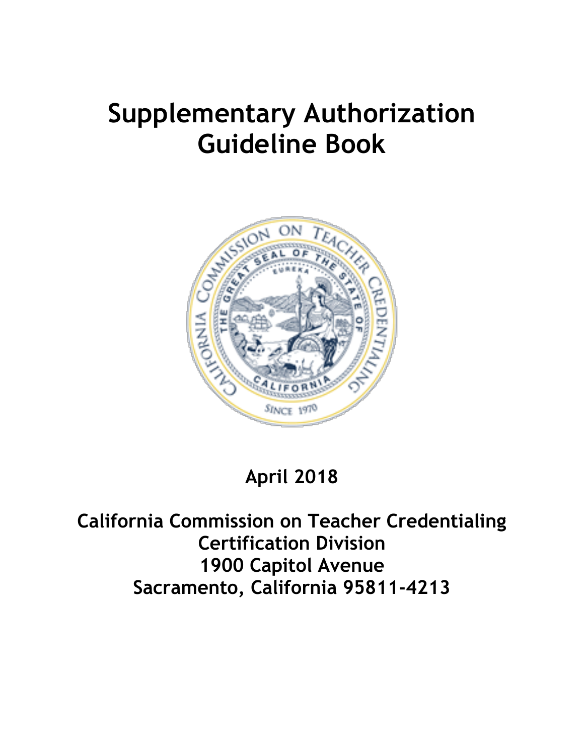# Supplementary Authorization Guideline Book

**April 2018**

**California Commission on Teacher Credentialing**
**Certification Division**
**1900 Capitol Avenue**
**Sacramento, California 95811-4213**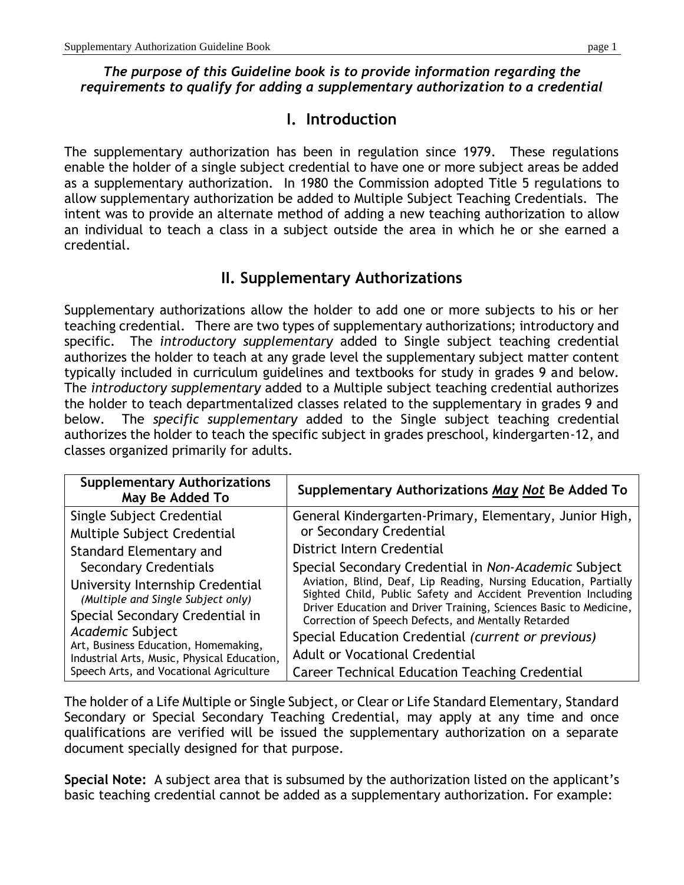***The purpose of this Guideline book is to provide information regarding the requirements to qualify for adding a supplementary authorization to a credential***

# I. Introduction

The supplementary authorization has been in regulation since 1979. These regulations enable the holder of a single subject credential to have one or more subject areas be added as a supplementary authorization. In 1980 the Commission adopted Title 5 regulations to allow supplementary authorization be added to Multiple Subject Teaching Credentials. The intent was to provide an alternate method of adding a new teaching authorization to allow an individual to teach a class in a subject outside the area in which he or she earned a credential.

# II. Supplementary Authorizations

Supplementary authorizations allow the holder to add one or more subjects to his or her teaching credential. There are two types of supplementary authorizations; introductory and specific. The *introductory supplementary* added to Single subject teaching credential authorizes the holder to teach at any grade level the supplementary subject matter content typically included in curriculum guidelines and textbooks for study in grades 9 and below. The *introductory supplementary* added to a Multiple subject teaching credential authorizes the holder to teach departmentalized classes related to the supplementary in grades 9 and below. The *specific supplementary* added to the Single subject teaching credential authorizes the holder to teach the specific subject in grades preschool, kindergarten-12, and classes organized primarily for adults.

| Supplementary Authorizations May Be Added To | Supplementary Authorizations ***May Not*** Be Added To |
|---|---|
| Single Subject Credential | General Kindergarten-Primary, Elementary, Junior High, or Secondary Credential |
| Multiple Subject Credential | District Intern Credential |
| Standard Elementary and Secondary Credentials | Special Secondary Credential in *Non-Academic* Subject<br>Aviation, Blind, Deaf, Lip Reading, Nursing Education, Partially Sighted Child, Public Safety and Accident Prevention Including Driver Education and Driver Training, Sciences Basic to Medicine, Correction of Speech Defects, and Mentally Retarded |
| University Internship Credential *(Multiple and Single Subject only)* | Special Education Credential *(current or previous)* |
| Special Secondary Credential in *Academic* Subject<br>Art, Business Education, Homemaking, Industrial Arts, Music, Physical Education, Speech Arts, and Vocational Agriculture | Adult or Vocational Credential |
| | Career Technical Education Teaching Credential |

The holder of a Life Multiple or Single Subject, or Clear or Life Standard Elementary, Standard Secondary or Special Secondary Teaching Credential, may apply at any time and once qualifications are verified will be issued the supplementary authorization on a separate document specially designed for that purpose.

**Special Note:** A subject area that is subsumed by the authorization listed on the applicant's basic teaching credential cannot be added as a supplementary authorization. For example: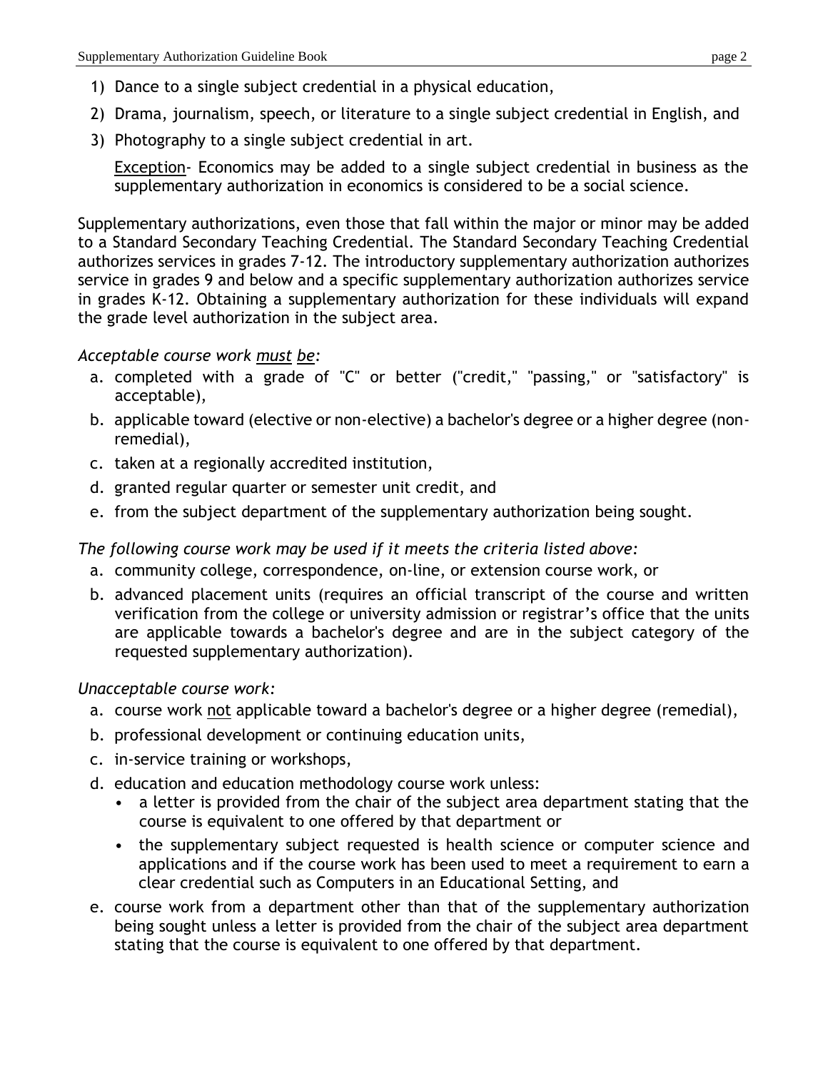1) Dance to a single subject credential in a physical education,
2) Drama, journalism, speech, or literature to a single subject credential in English, and
3) Photography to a single subject credential in art.

   Exception- Economics may be added to a single subject credential in business as the supplementary authorization in economics is considered to be a social science.

Supplementary authorizations, even those that fall within the major or minor may be added to a Standard Secondary Teaching Credential. The Standard Secondary Teaching Credential authorizes services in grades 7-12. The introductory supplementary authorization authorizes service in grades 9 and below and a specific supplementary authorization authorizes service in grades K-12. Obtaining a supplementary authorization for these individuals will expand the grade level authorization in the subject area.

*Acceptable course work must be:*

a. completed with a grade of "C" or better ("credit," "passing," or "satisfactory" is acceptable),
b. applicable toward (elective or non-elective) a bachelor's degree or a higher degree (non-remedial),
c. taken at a regionally accredited institution,
d. granted regular quarter or semester unit credit, and
e. from the subject department of the supplementary authorization being sought.

*The following course work may be used if it meets the criteria listed above:*

a. community college, correspondence, on-line, or extension course work, or
b. advanced placement units (requires an official transcript of the course and written verification from the college or university admission or registrar's office that the units are applicable towards a bachelor's degree and are in the subject category of the requested supplementary authorization).

*Unacceptable course work:*

a. course work not applicable toward a bachelor's degree or a higher degree (remedial),
b. professional development or continuing education units,
c. in-service training or workshops,
d. education and education methodology course work unless:
   - a letter is provided from the chair of the subject area department stating that the course is equivalent to one offered by that department or
   - the supplementary subject requested is health science or computer science and applications and if the course work has been used to meet a requirement to earn a clear credential such as Computers in an Educational Setting, and
e. course work from a department other than that of the supplementary authorization being sought unless a letter is provided from the chair of the subject area department stating that the course is equivalent to one offered by that department.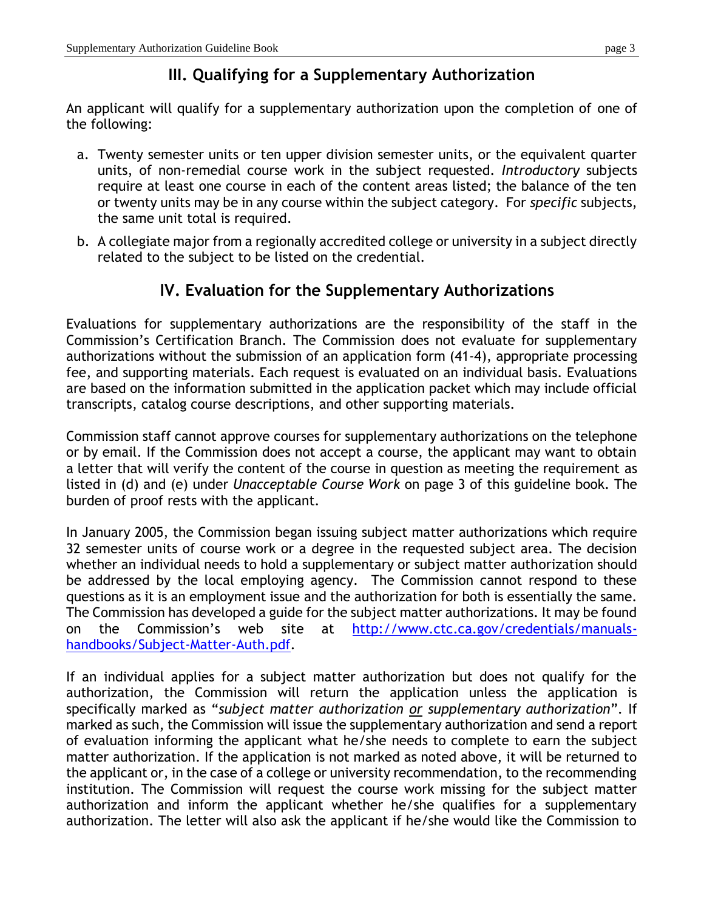## III. Qualifying for a Supplementary Authorization

An applicant will qualify for a supplementary authorization upon the completion of one of the following:

a. Twenty semester units or ten upper division semester units, or the equivalent quarter units, of non-remedial course work in the subject requested. *Introductory* subjects require at least one course in each of the content areas listed; the balance of the ten or twenty units may be in any course within the subject category. For *specific* subjects, the same unit total is required.

b. A collegiate major from a regionally accredited college or university in a subject directly related to the subject to be listed on the credential.

## IV. Evaluation for the Supplementary Authorizations

Evaluations for supplementary authorizations are the responsibility of the staff in the Commission's Certification Branch. The Commission does not evaluate for supplementary authorizations without the submission of an application form (41-4), appropriate processing fee, and supporting materials. Each request is evaluated on an individual basis. Evaluations are based on the information submitted in the application packet which may include official transcripts, catalog course descriptions, and other supporting materials.

Commission staff cannot approve courses for supplementary authorizations on the telephone or by email. If the Commission does not accept a course, the applicant may want to obtain a letter that will verify the content of the course in question as meeting the requirement as listed in (d) and (e) under *Unacceptable Course Work* on page 3 of this guideline book. The burden of proof rests with the applicant.

In January 2005, the Commission began issuing subject matter authorizations which require 32 semester units of course work or a degree in the requested subject area. The decision whether an individual needs to hold a supplementary or subject matter authorization should be addressed by the local employing agency. The Commission cannot respond to these questions as it is an employment issue and the authorization for both is essentially the same. The Commission has developed a guide for the subject matter authorizations. It may be found on the Commission's web site at [http://www.ctc.ca.gov/credentials/manuals-handbooks/Subject-Matter-Auth.pdf](http://www.ctc.ca.gov/credentials/manuals-handbooks/Subject-Matter-Auth.pdf).

If an individual applies for a subject matter authorization but does not qualify for the authorization, the Commission will return the application unless the application is specifically marked as "*subject matter authorization* *or* *supplementary authorization*". If marked as such, the Commission will issue the supplementary authorization and send a report of evaluation informing the applicant what he/she needs to complete to earn the subject matter authorization. If the application is not marked as noted above, it will be returned to the applicant or, in the case of a college or university recommendation, to the recommending institution. The Commission will request the course work missing for the subject matter authorization and inform the applicant whether he/she qualifies for a supplementary authorization. The letter will also ask the applicant if he/she would like the Commission to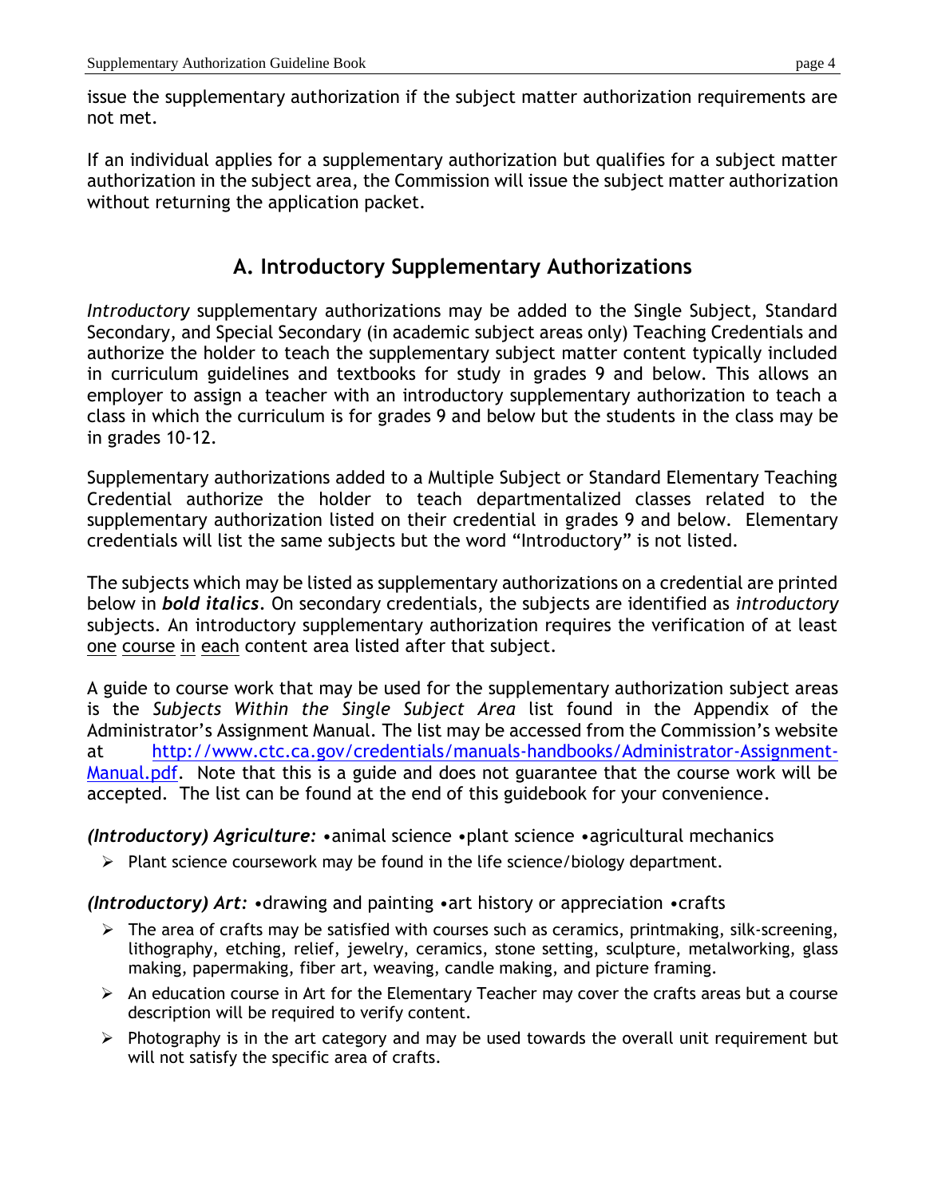issue the supplementary authorization if the subject matter authorization requirements are not met.

If an individual applies for a supplementary authorization but qualifies for a subject matter authorization in the subject area, the Commission will issue the subject matter authorization without returning the application packet.

## A. Introductory Supplementary Authorizations

*Introductory* supplementary authorizations may be added to the Single Subject, Standard Secondary, and Special Secondary (in academic subject areas only) Teaching Credentials and authorize the holder to teach the supplementary subject matter content typically included in curriculum guidelines and textbooks for study in grades 9 and below. This allows an employer to assign a teacher with an introductory supplementary authorization to teach a class in which the curriculum is for grades 9 and below but the students in the class may be in grades 10-12.

Supplementary authorizations added to a Multiple Subject or Standard Elementary Teaching Credential authorize the holder to teach departmentalized classes related to the supplementary authorization listed on their credential in grades 9 and below. Elementary credentials will list the same subjects but the word "Introductory" is not listed.

The subjects which may be listed as supplementary authorizations on a credential are printed below in ***bold italics***. On secondary credentials, the subjects are identified as *introductory* subjects. An introductory supplementary authorization requires the verification of at least one course in each content area listed after that subject.

A guide to course work that may be used for the supplementary authorization subject areas is the *Subjects Within the Single Subject Area* list found in the Appendix of the Administrator's Assignment Manual. The list may be accessed from the Commission's website at http://www.ctc.ca.gov/credentials/manuals-handbooks/Administrator-Assignment-Manual.pdf. Note that this is a guide and does not guarantee that the course work will be accepted. The list can be found at the end of this guidebook for your convenience.

***(Introductory) Agriculture:*** •animal science •plant science •agricultural mechanics

- Plant science coursework may be found in the life science/biology department.

***(Introductory) Art:*** •drawing and painting •art history or appreciation •crafts

- The area of crafts may be satisfied with courses such as ceramics, printmaking, silk-screening, lithography, etching, relief, jewelry, ceramics, stone setting, sculpture, metalworking, glass making, papermaking, fiber art, weaving, candle making, and picture framing.
- An education course in Art for the Elementary Teacher may cover the crafts areas but a course description will be required to verify content.
- Photography is in the art category and may be used towards the overall unit requirement but will not satisfy the specific area of crafts.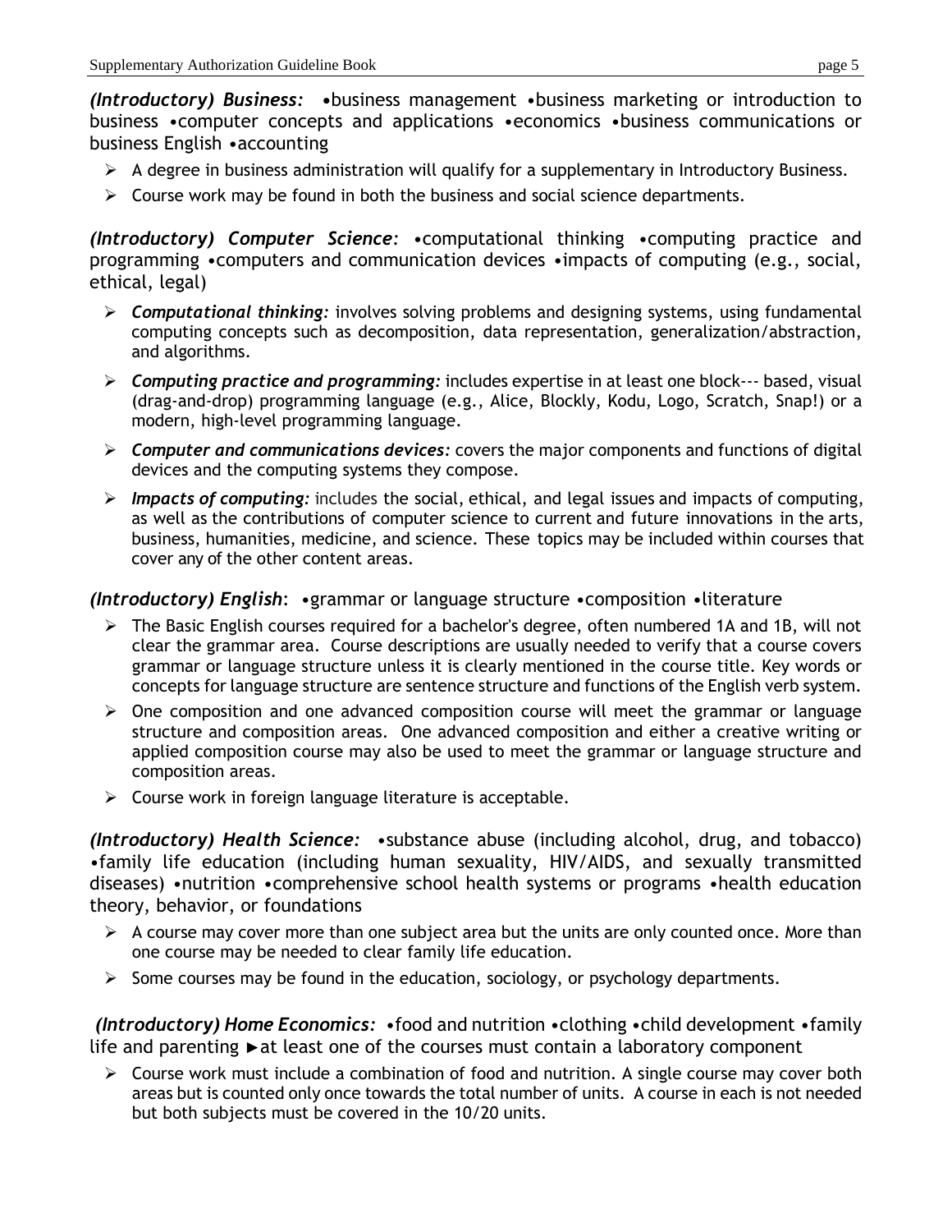***(Introductory) Business:*** •business management •business marketing or introduction to business •computer concepts and applications •economics •business communications or business English •accounting

- A degree in business administration will qualify for a supplementary in Introductory Business.
- Course work may be found in both the business and social science departments.

***(Introductory) Computer Science:*** •computational thinking •computing practice and programming •computers and communication devices •impacts of computing (e.g., social, ethical, legal)

- ***Computational thinking:*** involves solving problems and designing systems, using fundamental computing concepts such as decomposition, data representation, generalization/abstraction, and algorithms.
- ***Computing practice and programming:*** includes expertise in at least one block--- based, visual (drag-and-drop) programming language (e.g., Alice, Blockly, Kodu, Logo, Scratch, Snap!) or a modern, high-level programming language.
- ***Computer and communications devices:*** covers the major components and functions of digital devices and the computing systems they compose.
- ***Impacts of computing:*** includes the social, ethical, and legal issues and impacts of computing, as well as the contributions of computer science to current and future innovations in the arts, business, humanities, medicine, and science. These topics may be included within courses that cover any of the other content areas.

***(Introductory) English***: •grammar or language structure •composition •literature

- The Basic English courses required for a bachelor's degree, often numbered 1A and 1B, will not clear the grammar area. Course descriptions are usually needed to verify that a course covers grammar or language structure unless it is clearly mentioned in the course title. Key words or concepts for language structure are sentence structure and functions of the English verb system.
- One composition and one advanced composition course will meet the grammar or language structure and composition areas. One advanced composition and either a creative writing or applied composition course may also be used to meet the grammar or language structure and composition areas.
- Course work in foreign language literature is acceptable.

***(Introductory) Health Science:*** •substance abuse (including alcohol, drug, and tobacco) •family life education (including human sexuality, HIV/AIDS, and sexually transmitted diseases) •nutrition •comprehensive school health systems or programs •health education theory, behavior, or foundations

- A course may cover more than one subject area but the units are only counted once. More than one course may be needed to clear family life education.
- Some courses may be found in the education, sociology, or psychology departments.

***(Introductory) Home Economics:*** •food and nutrition •clothing •child development •family life and parenting ►at least one of the courses must contain a laboratory component

- Course work must include a combination of food and nutrition. A single course may cover both areas but is counted only once towards the total number of units. A course in each is not needed but both subjects must be covered in the 10/20 units.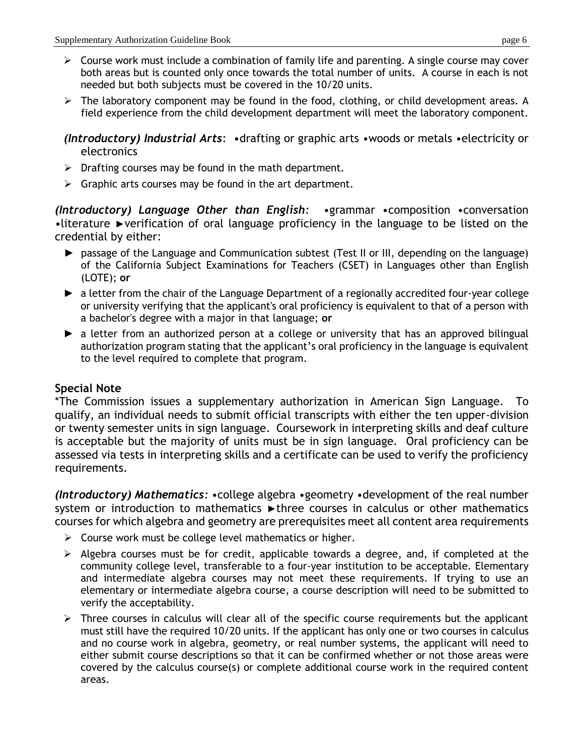- Course work must include a combination of family life and parenting. A single course may cover both areas but is counted only once towards the total number of units. A course in each is not needed but both subjects must be covered in the 10/20 units.
- The laboratory component may be found in the food, clothing, or child development areas. A field experience from the child development department will meet the laboratory component.

***(Introductory) Industrial Arts***: •drafting or graphic arts •woods or metals •electricity or electronics

- Drafting courses may be found in the math department.
- Graphic arts courses may be found in the art department.

***(Introductory) Language Other than English***: •grammar •composition •conversation •literature ►verification of oral language proficiency in the language to be listed on the credential by either:

- ► passage of the Language and Communication subtest (Test II or III, depending on the language) of the California Subject Examinations for Teachers (CSET) in Languages other than English (LOTE); **or**
- ► a letter from the chair of the Language Department of a regionally accredited four-year college or university verifying that the applicant's oral proficiency is equivalent to that of a person with a bachelor's degree with a major in that language; **or**
- ► a letter from an authorized person at a college or university that has an approved bilingual authorization program stating that the applicant's oral proficiency in the language is equivalent to the level required to complete that program.

**Special Note**

*The Commission issues a supplementary authorization in American Sign Language. To qualify, an individual needs to submit official transcripts with either the ten upper-division or twenty semester units in sign language. Coursework in interpreting skills and deaf culture is acceptable but the majority of units must be in sign language. Oral proficiency can be assessed via tests in interpreting skills and a certificate can be used to verify the proficiency requirements.

***(Introductory) Mathematics***: •college algebra •geometry •development of the real number system or introduction to mathematics ►three courses in calculus or other mathematics courses for which algebra and geometry are prerequisites meet all content area requirements

- Course work must be college level mathematics or higher.
- Algebra courses must be for credit, applicable towards a degree, and, if completed at the community college level, transferable to a four-year institution to be acceptable. Elementary and intermediate algebra courses may not meet these requirements. If trying to use an elementary or intermediate algebra course, a course description will need to be submitted to verify the acceptability.
- Three courses in calculus will clear all of the specific course requirements but the applicant must still have the required 10/20 units. If the applicant has only one or two courses in calculus and no course work in algebra, geometry, or real number systems, the applicant will need to either submit course descriptions so that it can be confirmed whether or not those areas were covered by the calculus course(s) or complete additional course work in the required content areas.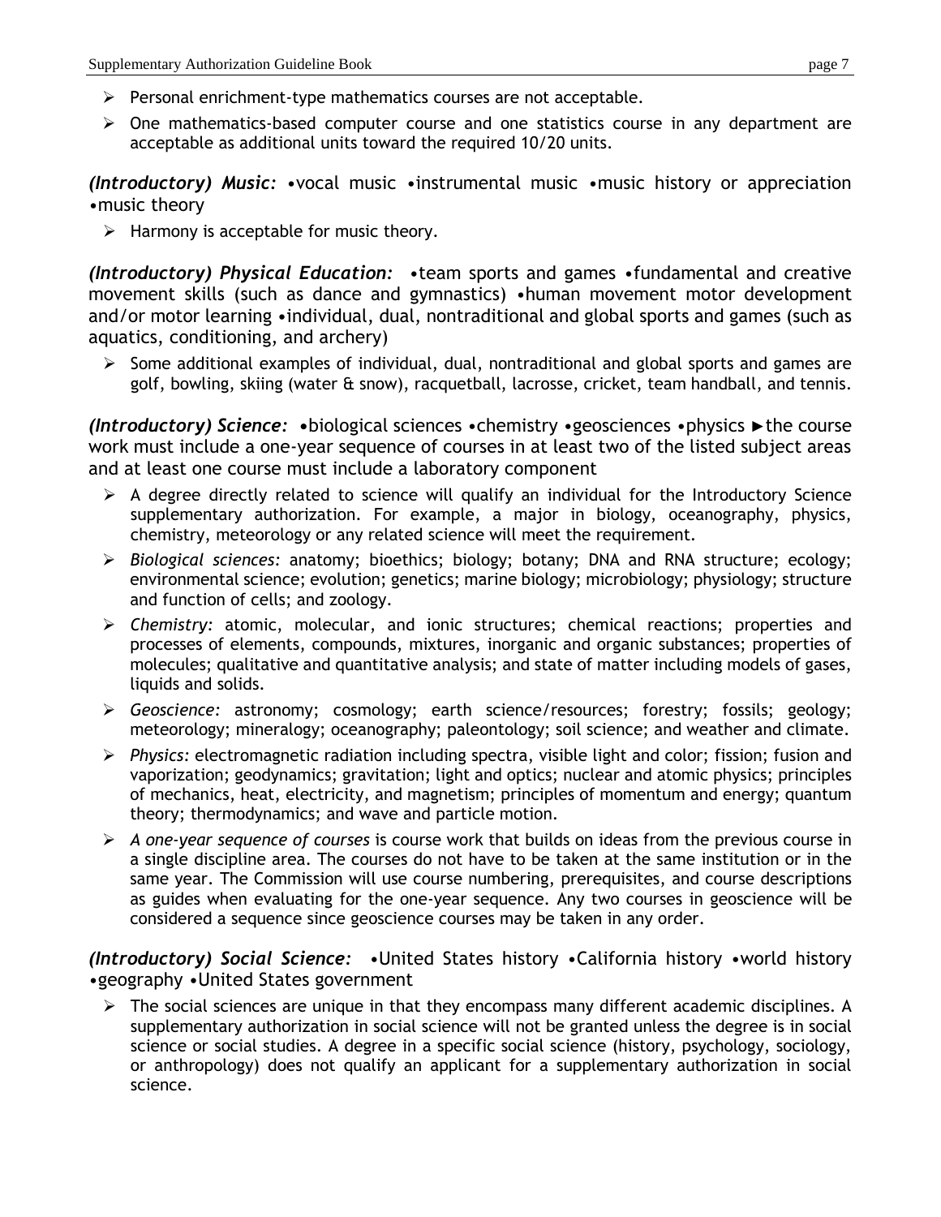- Personal enrichment-type mathematics courses are not acceptable.
- One mathematics-based computer course and one statistics course in any department are acceptable as additional units toward the required 10/20 units.

***(Introductory) Music:*** •vocal music •instrumental music •music history or appreciation •music theory

- Harmony is acceptable for music theory.

***(Introductory) Physical Education:*** •team sports and games •fundamental and creative movement skills (such as dance and gymnastics) •human movement motor development and/or motor learning •individual, dual, nontraditional and global sports and games (such as aquatics, conditioning, and archery)

- Some additional examples of individual, dual, nontraditional and global sports and games are golf, bowling, skiing (water & snow), racquetball, lacrosse, cricket, team handball, and tennis.

***(Introductory) Science:*** •biological sciences •chemistry •geosciences •physics ►the course work must include a one-year sequence of courses in at least two of the listed subject areas and at least one course must include a laboratory component

- A degree directly related to science will qualify an individual for the Introductory Science supplementary authorization. For example, a major in biology, oceanography, physics, chemistry, meteorology or any related science will meet the requirement.
- *Biological sciences:* anatomy; bioethics; biology; botany; DNA and RNA structure; ecology; environmental science; evolution; genetics; marine biology; microbiology; physiology; structure and function of cells; and zoology.
- *Chemistry:* atomic, molecular, and ionic structures; chemical reactions; properties and processes of elements, compounds, mixtures, inorganic and organic substances; properties of molecules; qualitative and quantitative analysis; and state of matter including models of gases, liquids and solids.
- *Geoscience:* astronomy; cosmology; earth science/resources; forestry; fossils; geology; meteorology; mineralogy; oceanography; paleontology; soil science; and weather and climate.
- *Physics:* electromagnetic radiation including spectra, visible light and color; fission; fusion and vaporization; geodynamics; gravitation; light and optics; nuclear and atomic physics; principles of mechanics, heat, electricity, and magnetism; principles of momentum and energy; quantum theory; thermodynamics; and wave and particle motion.
- *A one-year sequence of courses* is course work that builds on ideas from the previous course in a single discipline area. The courses do not have to be taken at the same institution or in the same year. The Commission will use course numbering, prerequisites, and course descriptions as guides when evaluating for the one-year sequence. Any two courses in geoscience will be considered a sequence since geoscience courses may be taken in any order.

***(Introductory) Social Science:*** •United States history •California history •world history •geography •United States government

- The social sciences are unique in that they encompass many different academic disciplines. A supplementary authorization in social science will not be granted unless the degree is in social science or social studies. A degree in a specific social science (history, psychology, sociology, or anthropology) does not qualify an applicant for a supplementary authorization in social science.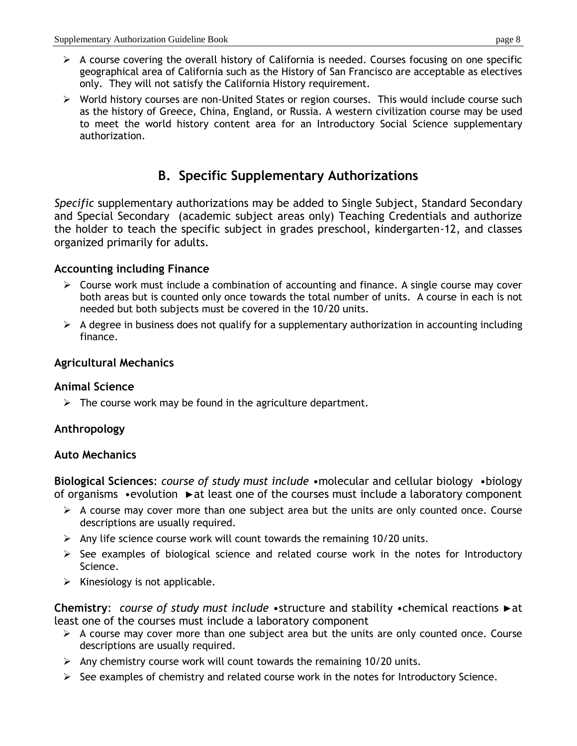- A course covering the overall history of California is needed. Courses focusing on one specific geographical area of California such as the History of San Francisco are acceptable as electives only. They will not satisfy the California History requirement.
- World history courses are non-United States or region courses. This would include course such as the history of Greece, China, England, or Russia. A western civilization course may be used to meet the world history content area for an Introductory Social Science supplementary authorization.

## B. Specific Supplementary Authorizations

*Specific* supplementary authorizations may be added to Single Subject, Standard Secondary and Special Secondary (academic subject areas only) Teaching Credentials and authorize the holder to teach the specific subject in grades preschool, kindergarten-12, and classes organized primarily for adults.

### Accounting including Finance

- Course work must include a combination of accounting and finance. A single course may cover both areas but is counted only once towards the total number of units. A course in each is not needed but both subjects must be covered in the 10/20 units.
- A degree in business does not qualify for a supplementary authorization in accounting including finance.

### Agricultural Mechanics

### Animal Science

- The course work may be found in the agriculture department.

### Anthropology

### Auto Mechanics

**Biological Sciences**: *course of study must include* •molecular and cellular biology •biology of organisms •evolution ►at least one of the courses must include a laboratory component

- A course may cover more than one subject area but the units are only counted once. Course descriptions are usually required.
- Any life science course work will count towards the remaining 10/20 units.
- See examples of biological science and related course work in the notes for Introductory Science.
- Kinesiology is not applicable.

**Chemistry**: *course of study must include* •structure and stability •chemical reactions ►at least one of the courses must include a laboratory component

- A course may cover more than one subject area but the units are only counted once. Course descriptions are usually required.
- Any chemistry course work will count towards the remaining 10/20 units.
- See examples of chemistry and related course work in the notes for Introductory Science.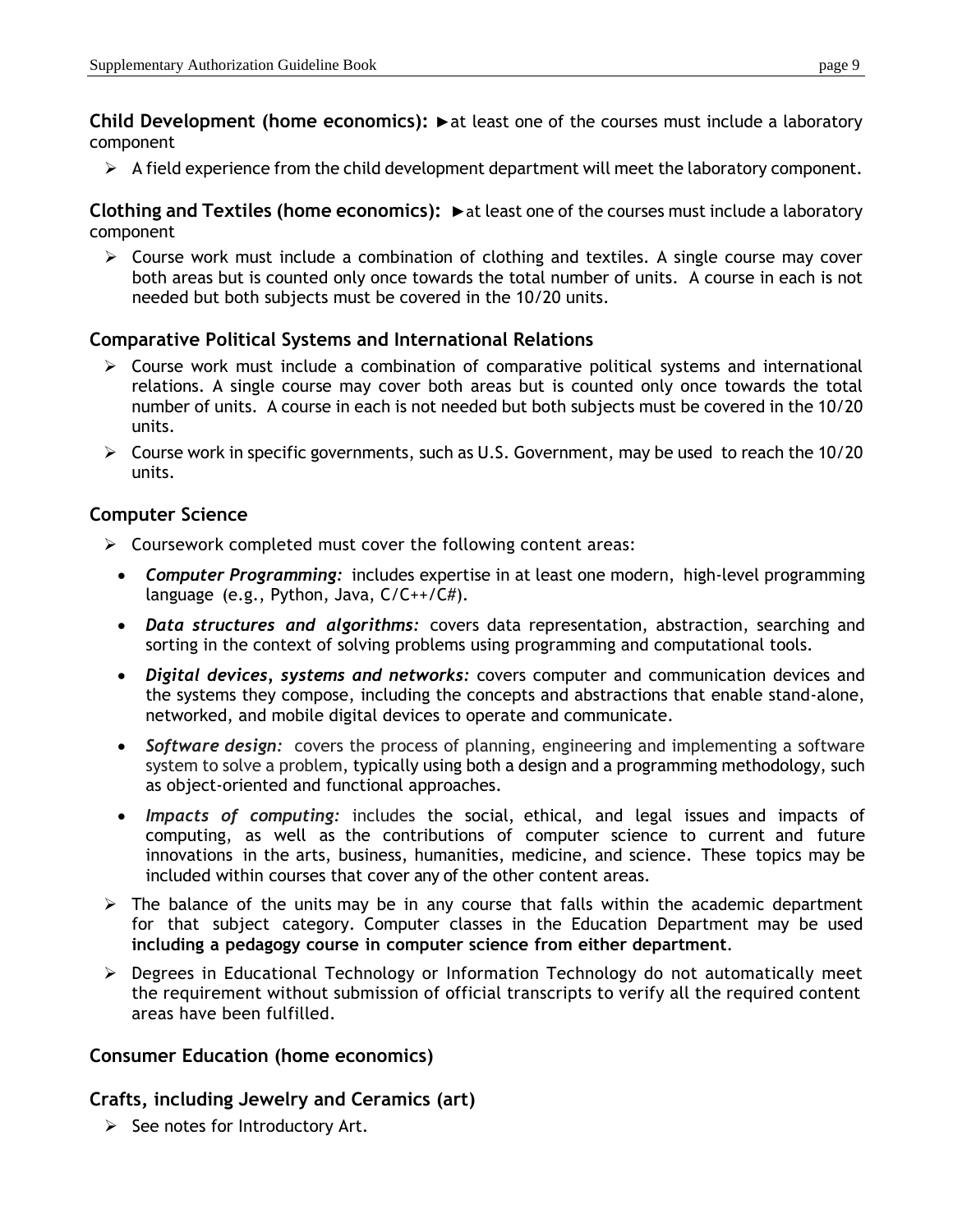**Child Development (home economics):** ►at least one of the courses must include a laboratory component

- A field experience from the child development department will meet the laboratory component.

**Clothing and Textiles (home economics):** ►at least one of the courses must include a laboratory component

- Course work must include a combination of clothing and textiles. A single course may cover both areas but is counted only once towards the total number of units. A course in each is not needed but both subjects must be covered in the 10/20 units.

### Comparative Political Systems and International Relations

- Course work must include a combination of comparative political systems and international relations. A single course may cover both areas but is counted only once towards the total number of units. A course in each is not needed but both subjects must be covered in the 10/20 units.
- Course work in specific governments, such as U.S. Government, may be used to reach the 10/20 units.

### Computer Science

- Coursework completed must cover the following content areas:
  - ***Computer Programming:*** includes expertise in at least one modern, high-level programming language (e.g., Python, Java, C/C++/C#).
  - ***Data structures and algorithms:*** covers data representation, abstraction, searching and sorting in the context of solving problems using programming and computational tools.
  - ***Digital devices, systems and networks:*** covers computer and communication devices and the systems they compose, including the concepts and abstractions that enable stand-alone, networked, and mobile digital devices to operate and communicate.
  - ***Software design:*** covers the process of planning, engineering and implementing a software system to solve a problem, typically using both a design and a programming methodology, such as object-oriented and functional approaches.
  - ***Impacts of computing:*** includes the social, ethical, and legal issues and impacts of computing, as well as the contributions of computer science to current and future innovations in the arts, business, humanities, medicine, and science. These topics may be included within courses that cover any of the other content areas.
- The balance of the units may be in any course that falls within the academic department for that subject category. Computer classes in the Education Department may be used **including a pedagogy course in computer science from either department**.
- Degrees in Educational Technology or Information Technology do not automatically meet the requirement without submission of official transcripts to verify all the required content areas have been fulfilled.

### Consumer Education (home economics)

### Crafts, including Jewelry and Ceramics (art)

- See notes for Introductory Art.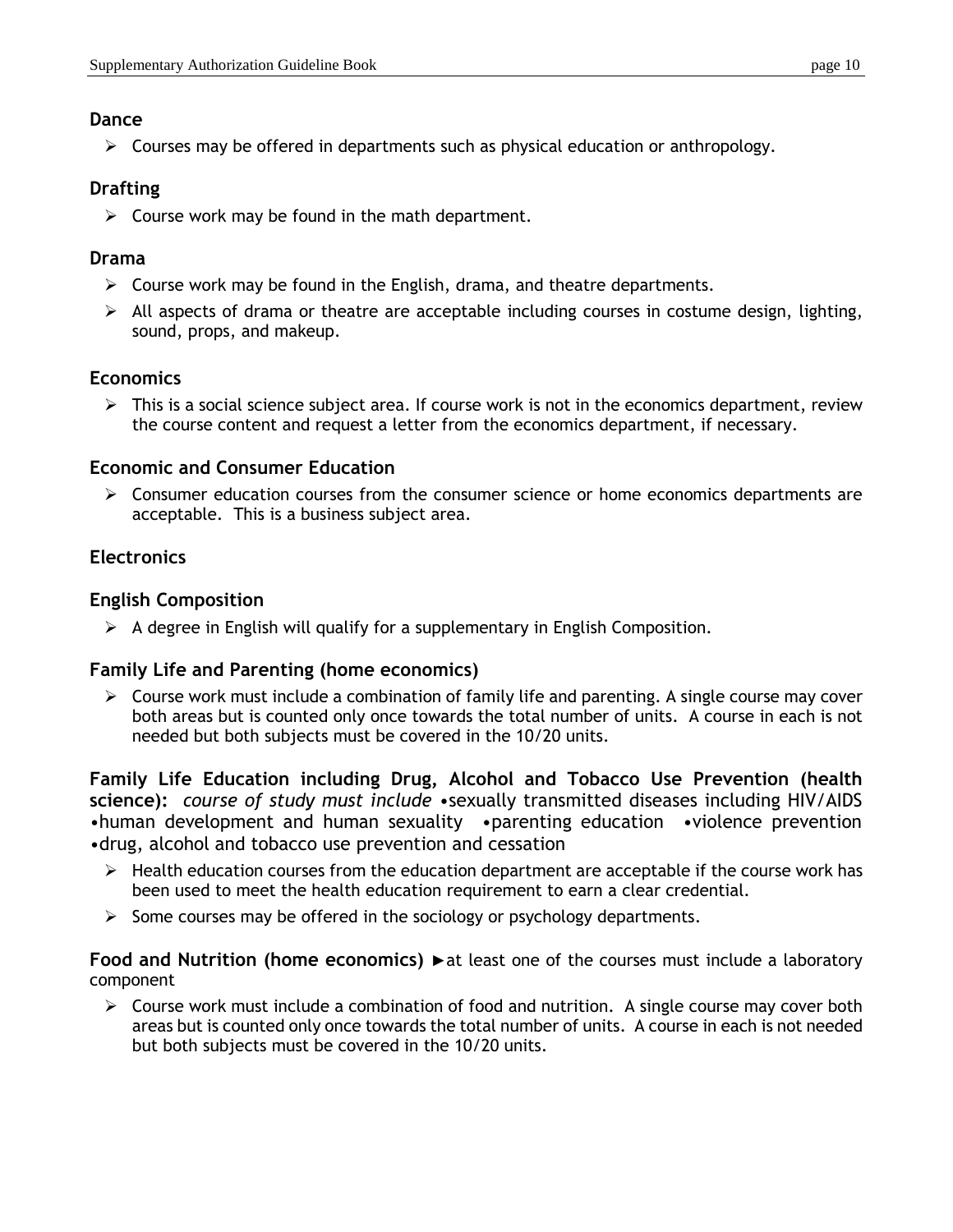### Dance

- Courses may be offered in departments such as physical education or anthropology.

### Drafting

- Course work may be found in the math department.

### Drama

- Course work may be found in the English, drama, and theatre departments.
- All aspects of drama or theatre are acceptable including courses in costume design, lighting, sound, props, and makeup.

### Economics

- This is a social science subject area. If course work is not in the economics department, review the course content and request a letter from the economics department, if necessary.

### Economic and Consumer Education

- Consumer education courses from the consumer science or home economics departments are acceptable. This is a business subject area.

### Electronics

### English Composition

- A degree in English will qualify for a supplementary in English Composition.

### Family Life and Parenting (home economics)

- Course work must include a combination of family life and parenting. A single course may cover both areas but is counted only once towards the total number of units. A course in each is not needed but both subjects must be covered in the 10/20 units.

**Family Life Education including Drug, Alcohol and Tobacco Use Prevention (health science):** *course of study must include* •sexually transmitted diseases including HIV/AIDS •human development and human sexuality •parenting education •violence prevention •drug, alcohol and tobacco use prevention and cessation

- Health education courses from the education department are acceptable if the course work has been used to meet the health education requirement to earn a clear credential.
- Some courses may be offered in the sociology or psychology departments.

**Food and Nutrition (home economics)** ►at least one of the courses must include a laboratory component

- Course work must include a combination of food and nutrition. A single course may cover both areas but is counted only once towards the total number of units. A course in each is not needed but both subjects must be covered in the 10/20 units.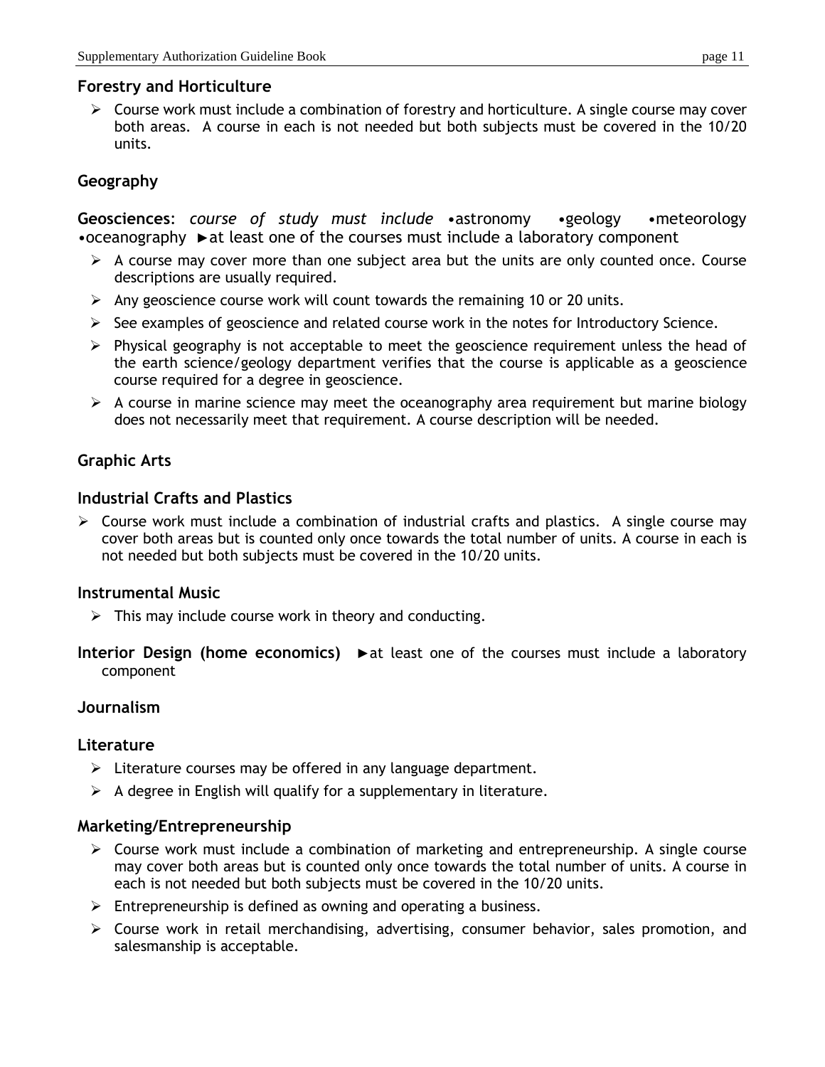### Forestry and Horticulture

- Course work must include a combination of forestry and horticulture. A single course may cover both areas. A course in each is not needed but both subjects must be covered in the 10/20 units.

### Geography

**Geosciences**: *course of study must include* •astronomy •geology •meteorology •oceanography ►at least one of the courses must include a laboratory component

- A course may cover more than one subject area but the units are only counted once. Course descriptions are usually required.
- Any geoscience course work will count towards the remaining 10 or 20 units.
- See examples of geoscience and related course work in the notes for Introductory Science.
- Physical geography is not acceptable to meet the geoscience requirement unless the head of the earth science/geology department verifies that the course is applicable as a geoscience course required for a degree in geoscience.
- A course in marine science may meet the oceanography area requirement but marine biology does not necessarily meet that requirement. A course description will be needed.

### Graphic Arts

### Industrial Crafts and Plastics

- Course work must include a combination of industrial crafts and plastics. A single course may cover both areas but is counted only once towards the total number of units. A course in each is not needed but both subjects must be covered in the 10/20 units.

### Instrumental Music

- This may include course work in theory and conducting.

**Interior Design (home economics)** ►at least one of the courses must include a laboratory component

### Journalism

### Literature

- Literature courses may be offered in any language department.
- A degree in English will qualify for a supplementary in literature.

### Marketing/Entrepreneurship

- Course work must include a combination of marketing and entrepreneurship. A single course may cover both areas but is counted only once towards the total number of units. A course in each is not needed but both subjects must be covered in the 10/20 units.
- Entrepreneurship is defined as owning and operating a business.
- Course work in retail merchandising, advertising, consumer behavior, sales promotion, and salesmanship is acceptable.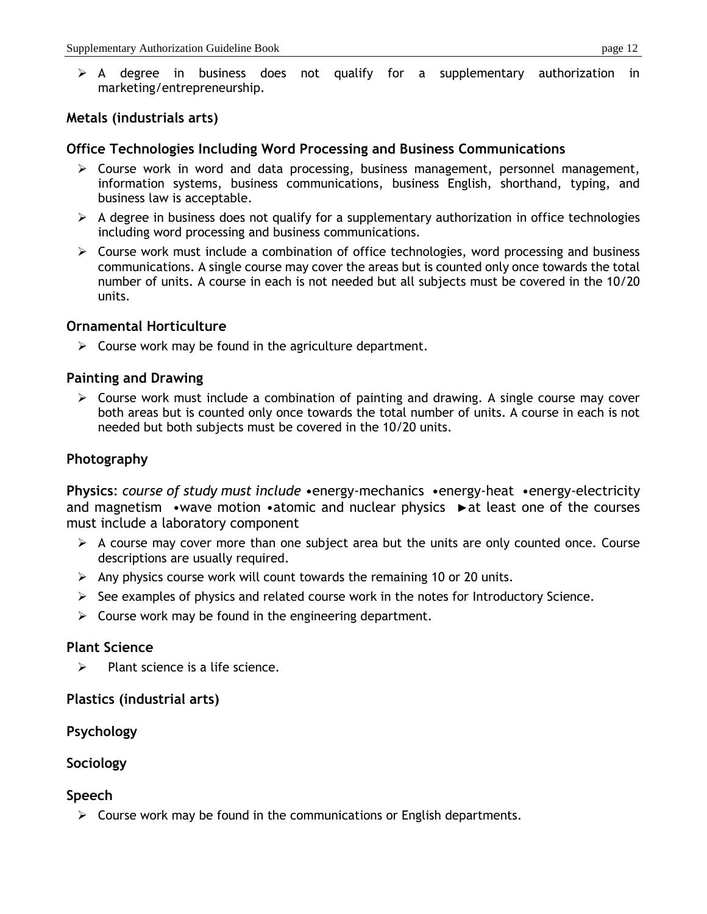- A degree in business does not qualify for a supplementary authorization in marketing/entrepreneurship.

### Metals (industrials arts)

### Office Technologies Including Word Processing and Business Communications

- Course work in word and data processing, business management, personnel management, information systems, business communications, business English, shorthand, typing, and business law is acceptable.
- A degree in business does not qualify for a supplementary authorization in office technologies including word processing and business communications.
- Course work must include a combination of office technologies, word processing and business communications. A single course may cover the areas but is counted only once towards the total number of units. A course in each is not needed but all subjects must be covered in the 10/20 units.

### Ornamental Horticulture

- Course work may be found in the agriculture department.

### Painting and Drawing

- Course work must include a combination of painting and drawing. A single course may cover both areas but is counted only once towards the total number of units. A course in each is not needed but both subjects must be covered in the 10/20 units.

### Photography

**Physics**: *course of study must include* •energy-mechanics •energy-heat •energy-electricity and magnetism •wave motion •atomic and nuclear physics ►at least one of the courses must include a laboratory component

- A course may cover more than one subject area but the units are only counted once. Course descriptions are usually required.
- Any physics course work will count towards the remaining 10 or 20 units.
- See examples of physics and related course work in the notes for Introductory Science.
- Course work may be found in the engineering department.

### Plant Science

- Plant science is a life science.

### Plastics (industrial arts)

### Psychology

### Sociology

### Speech

- Course work may be found in the communications or English departments.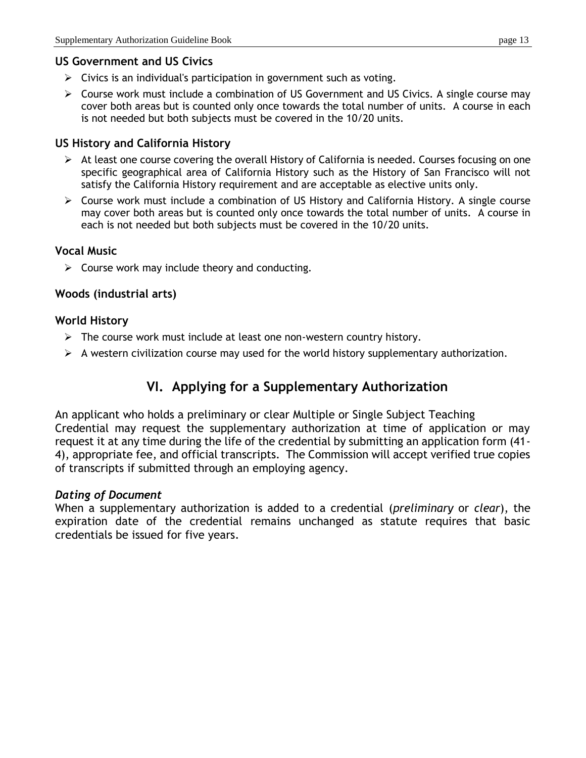### US Government and US Civics

- Civics is an individual's participation in government such as voting.
- Course work must include a combination of US Government and US Civics. A single course may cover both areas but is counted only once towards the total number of units. A course in each is not needed but both subjects must be covered in the 10/20 units.

### US History and California History

- At least one course covering the overall History of California is needed. Courses focusing on one specific geographical area of California History such as the History of San Francisco will not satisfy the California History requirement and are acceptable as elective units only.
- Course work must include a combination of US History and California History. A single course may cover both areas but is counted only once towards the total number of units. A course in each is not needed but both subjects must be covered in the 10/20 units.

### Vocal Music

- Course work may include theory and conducting.

### Woods (industrial arts)

### World History

- The course work must include at least one non-western country history.
- A western civilization course may used for the world history supplementary authorization.

## VI. Applying for a Supplementary Authorization

An applicant who holds a preliminary or clear Multiple or Single Subject Teaching Credential may request the supplementary authorization at time of application or may request it at any time during the life of the credential by submitting an application form (41-4), appropriate fee, and official transcripts. The Commission will accept verified true copies of transcripts if submitted through an employing agency.

***Dating of Document***

When a supplementary authorization is added to a credential (*preliminary* or *clear*), the expiration date of the credential remains unchanged as statute requires that basic credentials be issued for five years.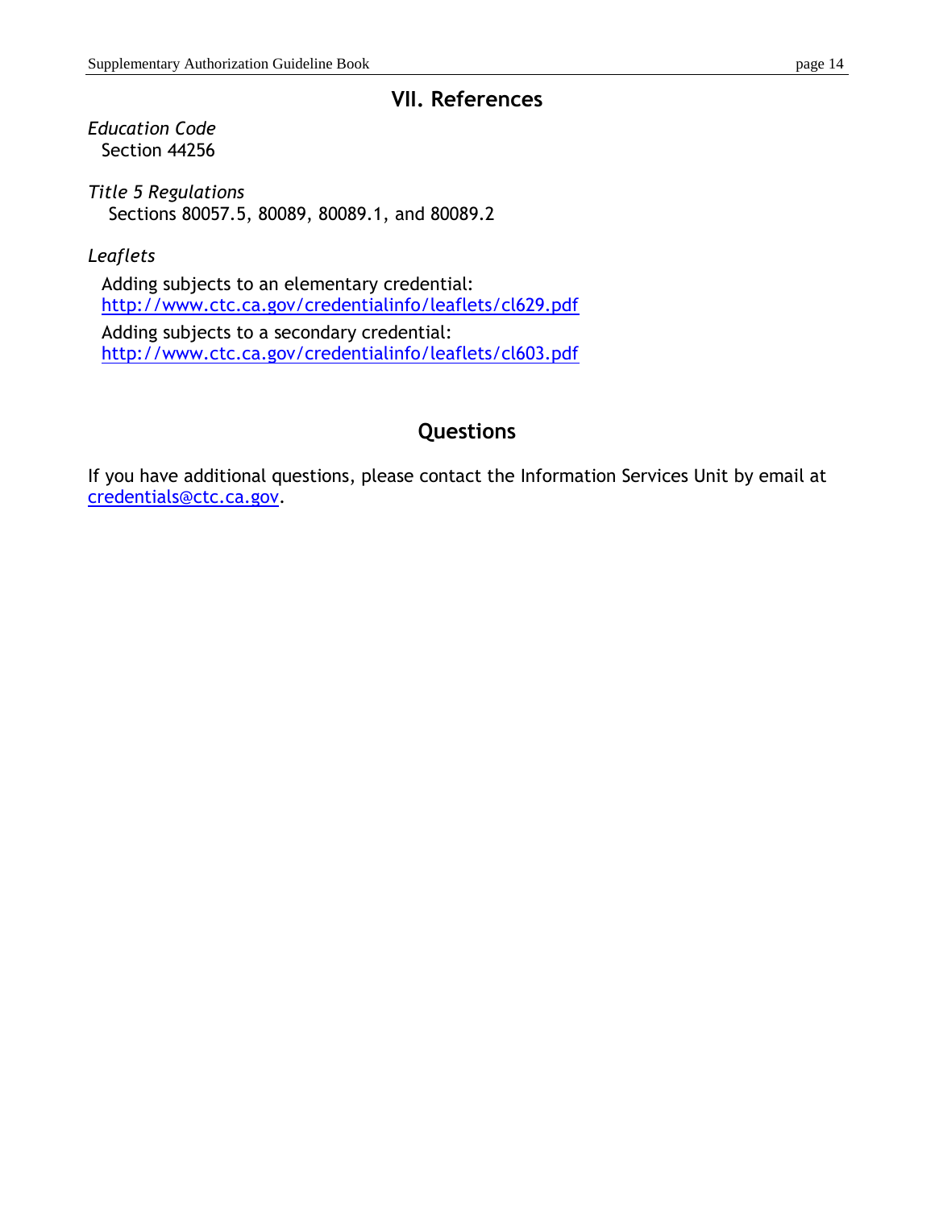## VII. References

*Education Code*

Section 44256

*Title 5 Regulations*

Sections 80057.5, 80089, 80089.1, and 80089.2

*Leaflets*

Adding subjects to an elementary credential:
http://www.ctc.ca.gov/credentialinfo/leaflets/cl629.pdf

Adding subjects to a secondary credential:
http://www.ctc.ca.gov/credentialinfo/leaflets/cl603.pdf

## Questions

If you have additional questions, please contact the Information Services Unit by email at credentials@ctc.ca.gov.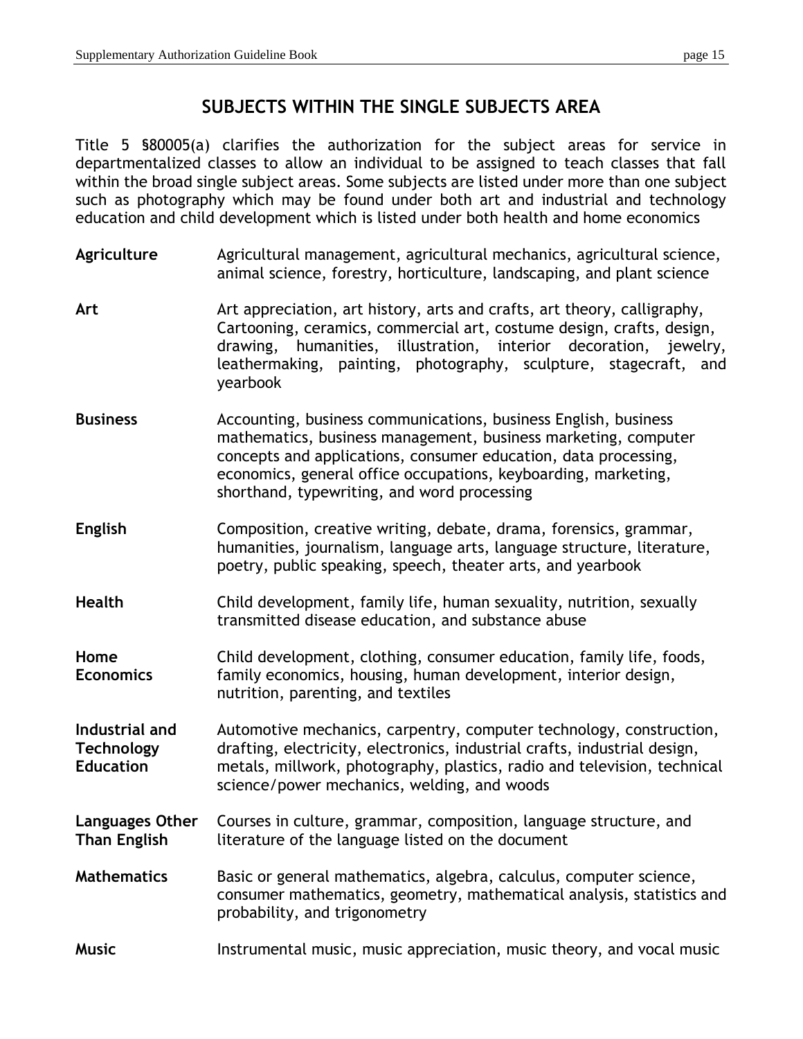## SUBJECTS WITHIN THE SINGLE SUBJECTS AREA

Title 5 §80005(a) clarifies the authorization for the subject areas for service in departmentalized classes to allow an individual to be assigned to teach classes that fall within the broad single subject areas. Some subjects are listed under more than one subject such as photography which may be found under both art and industrial and technology education and child development which is listed under both health and home economics

**Agriculture** — Agricultural management, agricultural mechanics, agricultural science, animal science, forestry, horticulture, landscaping, and plant science

**Art** — Art appreciation, art history, arts and crafts, art theory, calligraphy, Cartooning, ceramics, commercial art, costume design, crafts, design, drawing, humanities, illustration, interior decoration, jewelry, leathermaking, painting, photography, sculpture, stagecraft, and yearbook

**Business** — Accounting, business communications, business English, business mathematics, business management, business marketing, computer concepts and applications, consumer education, data processing, economics, general office occupations, keyboarding, marketing, shorthand, typewriting, and word processing

**English** — Composition, creative writing, debate, drama, forensics, grammar, humanities, journalism, language arts, language structure, literature, poetry, public speaking, speech, theater arts, and yearbook

**Health** — Child development, family life, human sexuality, nutrition, sexually transmitted disease education, and substance abuse

**Home Economics** — Child development, clothing, consumer education, family life, foods, family economics, housing, human development, interior design, nutrition, parenting, and textiles

**Industrial and Technology Education** — Automotive mechanics, carpentry, computer technology, construction, drafting, electricity, electronics, industrial crafts, industrial design, metals, millwork, photography, plastics, radio and television, technical science/power mechanics, welding, and woods

**Languages Other Than English** — Courses in culture, grammar, composition, language structure, and literature of the language listed on the document

**Mathematics** — Basic or general mathematics, algebra, calculus, computer science, consumer mathematics, geometry, mathematical analysis, statistics and probability, and trigonometry

**Music** — Instrumental music, music appreciation, music theory, and vocal music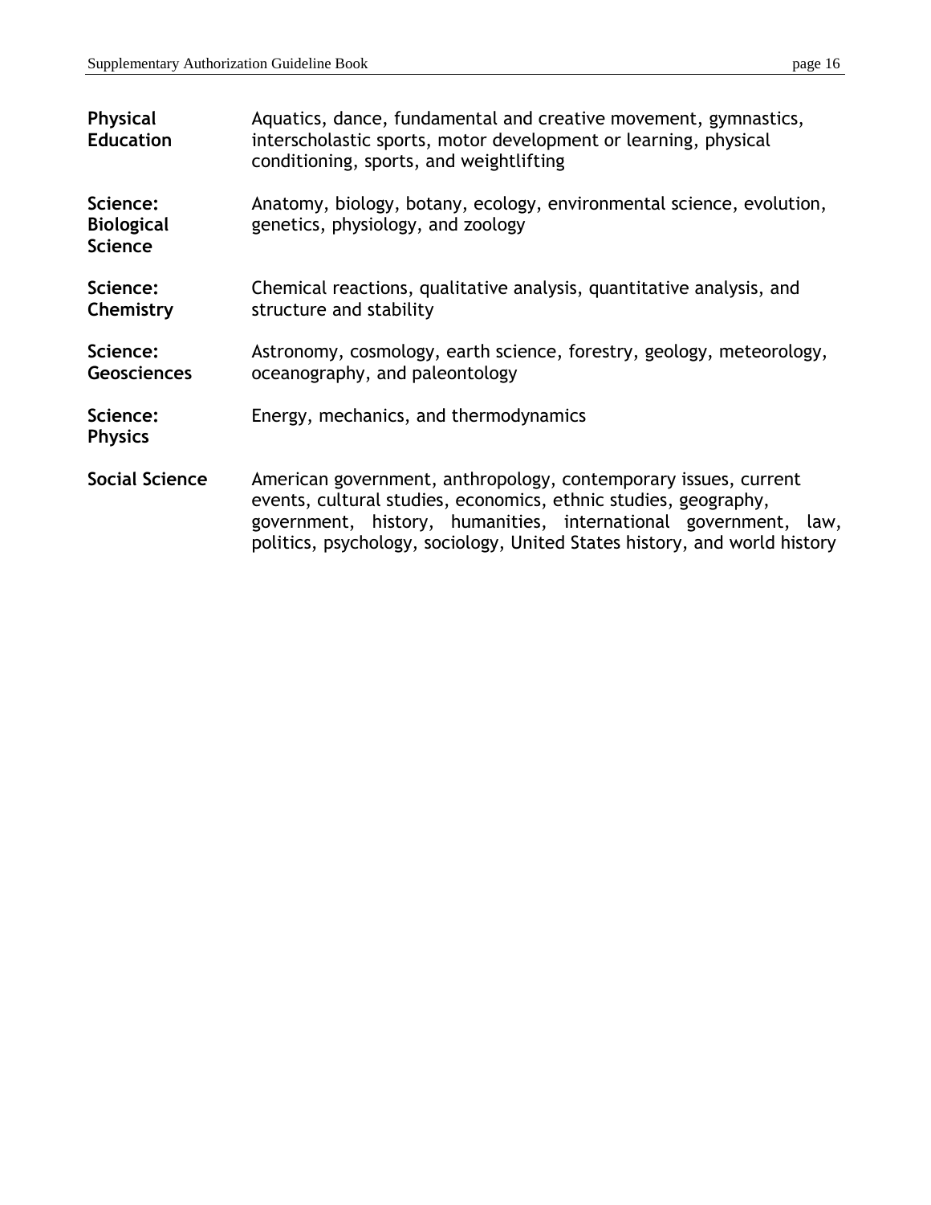| | |
|---|---|
| **Physical Education** | Aquatics, dance, fundamental and creative movement, gymnastics, interscholastic sports, motor development or learning, physical conditioning, sports, and weightlifting |
| **Science: Biological Science** | Anatomy, biology, botany, ecology, environmental science, evolution, genetics, physiology, and zoology |
| **Science: Chemistry** | Chemical reactions, qualitative analysis, quantitative analysis, and structure and stability |
| **Science: Geosciences** | Astronomy, cosmology, earth science, forestry, geology, meteorology, oceanography, and paleontology |
| **Science: Physics** | Energy, mechanics, and thermodynamics |
| **Social Science** | American government, anthropology, contemporary issues, current events, cultural studies, economics, ethnic studies, geography, government, history, humanities, international government, law, politics, psychology, sociology, United States history, and world history |